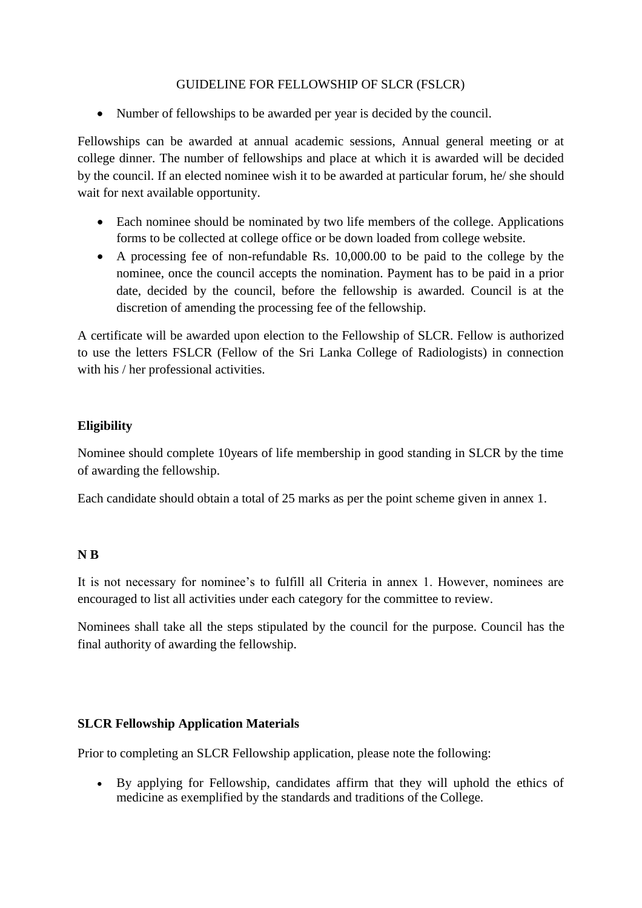# GUIDELINE FOR FELLOWSHIP OF SLCR (FSLCR)

- Number of fellowships to be awarded per year is decided by the council.

Fellowships can be awarded at annual academic sessions, Annual general meeting or at college dinner. The number of fellowships and place at which it is awarded will be decided by the council. If an elected nominee wish it to be awarded at particular forum, he/ she should wait for next available opportunity.

- Each nominee should be nominated by two life members of the college. Applications forms to be collected at college office or be down loaded from college website.
- A processing fee of non-refundable Rs. 10,000.00 to be paid to the college by the nominee, once the council accepts the nomination. Payment has to be paid in a prior date, decided by the council, before the fellowship is awarded. Council is at the discretion of amending the processing fee of the fellowship.

A certificate will be awarded upon election to the Fellowship of SLCR. Fellow is authorized to use the letters FSLCR (Fellow of the Sri Lanka College of Radiologists) in connection with his / her professional activities.

**Eligibility**

Nominee should complete 10years of life membership in good standing in SLCR by the time of awarding the fellowship.

Each candidate should obtain a total of 25 marks as per the point scheme given in annex 1.

**N B**

It is not necessary for nominee's to fulfill all Criteria in annex 1. However, nominees are encouraged to list all activities under each category for the committee to review.

Nominees shall take all the steps stipulated by the council for the purpose. Council has the final authority of awarding the fellowship.

**SLCR Fellowship Application Materials**

Prior to completing an SLCR Fellowship application, please note the following:

- By applying for Fellowship, candidates affirm that they will uphold the ethics of medicine as exemplified by the standards and traditions of the College.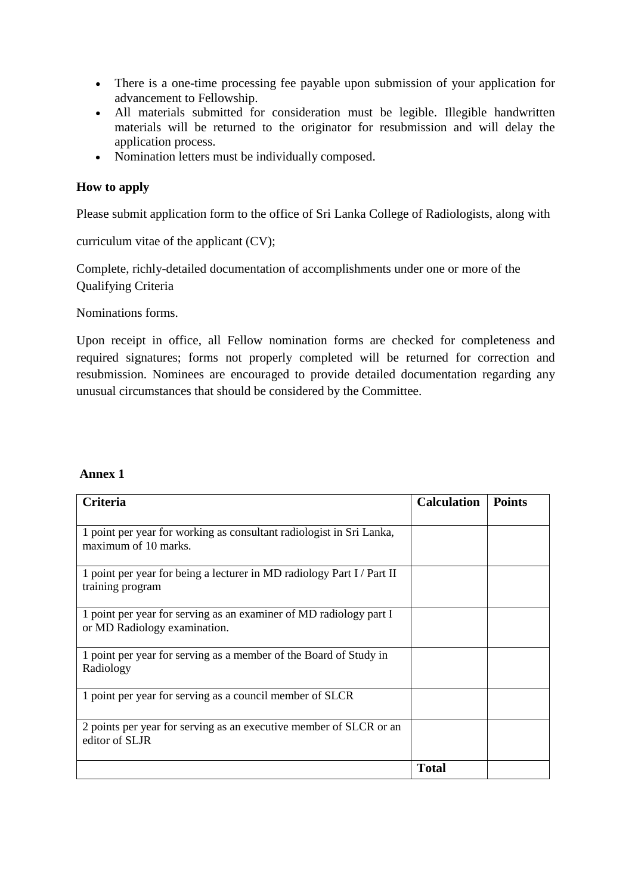- There is a one-time processing fee payable upon submission of your application for advancement to Fellowship.
- All materials submitted for consideration must be legible. Illegible handwritten materials will be returned to the originator for resubmission and will delay the application process.
- Nomination letters must be individually composed.

**How to apply**

Please submit application form to the office of Sri Lanka College of Radiologists, along with

curriculum vitae of the applicant (CV);

Complete, richly-detailed documentation of accomplishments under one or more of the Qualifying Criteria

Nominations forms.

Upon receipt in office, all Fellow nomination forms are checked for completeness and required signatures; forms not properly completed will be returned for correction and resubmission. Nominees are encouraged to provide detailed documentation regarding any unusual circumstances that should be considered by the Committee.

**Annex 1**

| Criteria | Calculation | Points |
|---|---|---|
| 1 point per year for working as consultant radiologist in Sri Lanka, maximum of 10 marks. | | |
| 1 point per year for being a lecturer in MD radiology Part I / Part II training program | | |
| 1 point per year for serving as an examiner of MD radiology part I or MD Radiology examination. | | |
| 1 point per year for serving as a member of the Board of Study in Radiology | | |
| 1 point per year for serving as a council member of SLCR | | |
| 2 points per year for serving as an executive member of SLCR or an editor of SLJR | | |
| | **Total** | |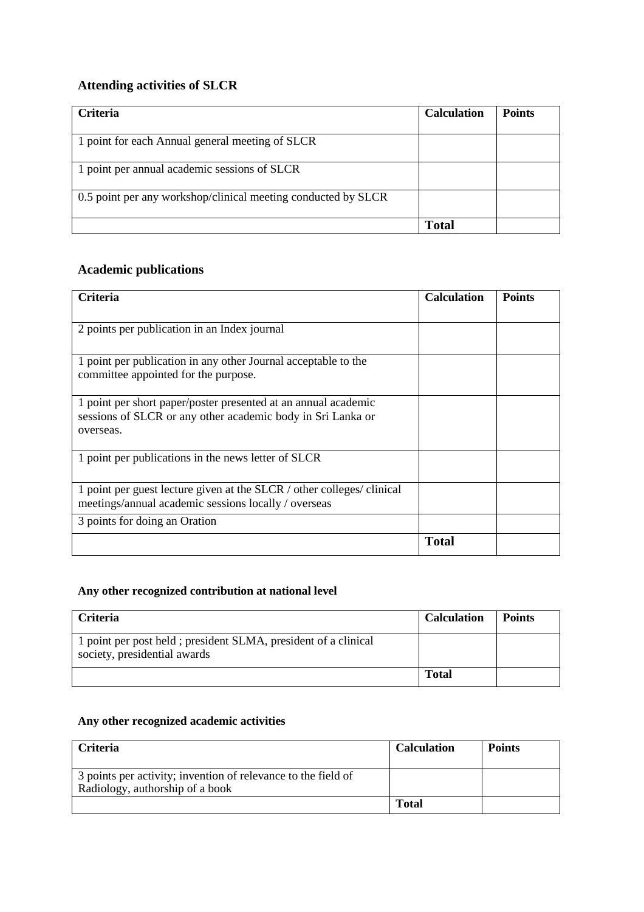### Attending activities of SLCR

| Criteria | Calculation | Points |
|---|---|---|
| 1 point for each Annual general meeting of SLCR | | |
| 1 point per annual academic sessions of SLCR | | |
| 0.5 point per any workshop/clinical meeting conducted by SLCR | | |
| | **Total** | |

### Academic publications

| Criteria | Calculation | Points |
|---|---|---|
| 2 points per publication in an Index journal | | |
| 1 point per publication in any other Journal acceptable to the committee appointed for the purpose. | | |
| 1 point per short paper/poster presented at an annual academic sessions of SLCR or any other academic body in Sri Lanka or overseas. | | |
| 1 point per publications in the news letter of SLCR | | |
| 1 point per guest lecture given at the SLCR / other colleges/ clinical meetings/annual academic sessions locally / overseas | | |
| 3 points for doing an Oration | | |
| | **Total** | |

### Any other recognized contribution at national level

| Criteria | Calculation | Points |
|---|---|---|
| 1 point per post held ; president SLMA, president of a clinical society, presidential awards | | |
| | **Total** | |

### Any other recognized academic activities

| Criteria | Calculation | Points |
|---|---|---|
| 3 points per activity; invention of relevance to the field of Radiology, authorship of a book | | |
| | **Total** | |